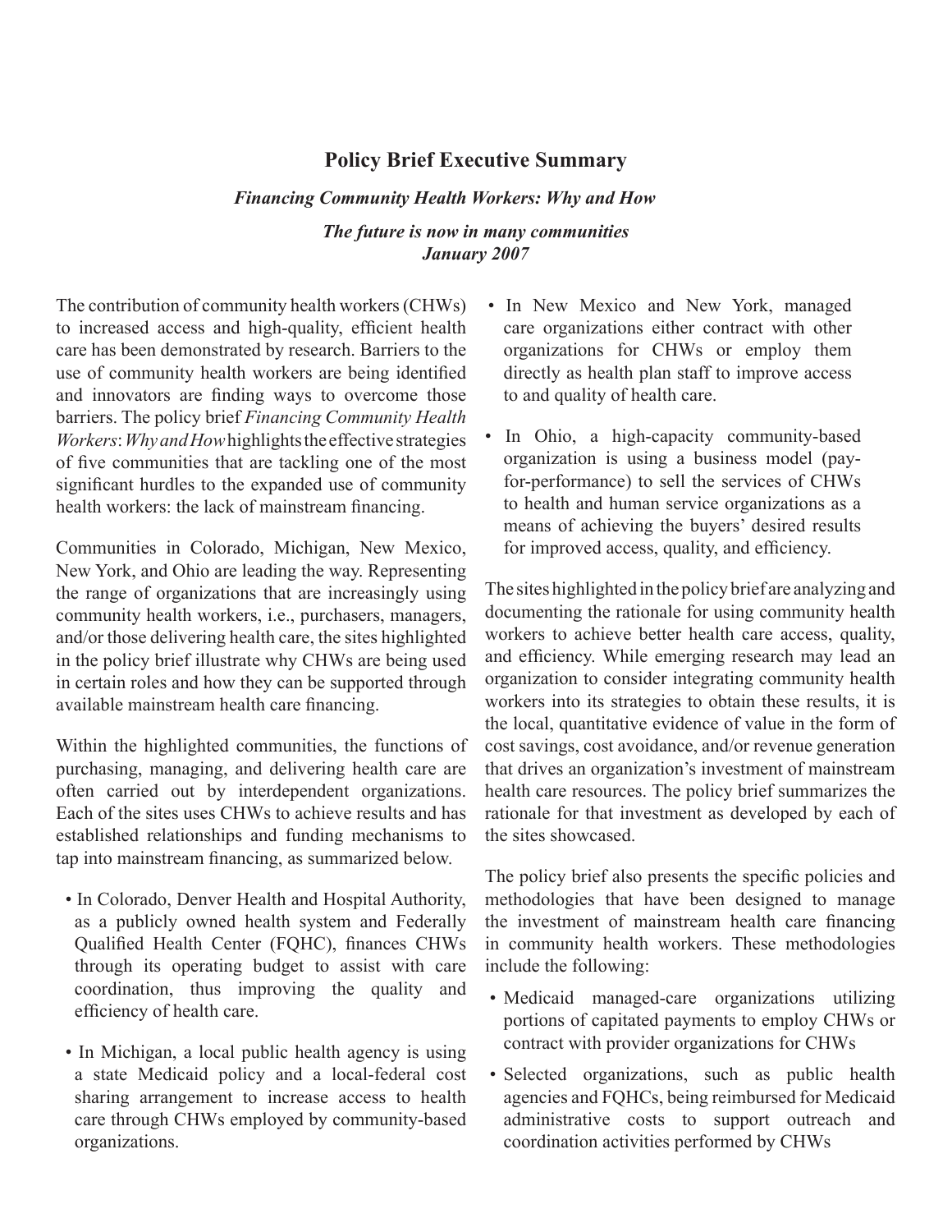# Policy Brief Executive Summary

***Financing Community Health Workers: Why and How***

***The future is now in many communities***
***January 2007***

The contribution of community health workers (CHWs) to increased access and high-quality, efficient health care has been demonstrated by research. Barriers to the use of community health workers are being identified and innovators are finding ways to overcome those barriers. The policy brief *Financing Community Health Workers*: *Why and How* highlights the effective strategies of five communities that are tackling one of the most significant hurdles to the expanded use of community health workers: the lack of mainstream financing.

Communities in Colorado, Michigan, New Mexico, New York, and Ohio are leading the way. Representing the range of organizations that are increasingly using community health workers, i.e., purchasers, managers, and/or those delivering health care, the sites highlighted in the policy brief illustrate why CHWs are being used in certain roles and how they can be supported through available mainstream health care financing.

Within the highlighted communities, the functions of purchasing, managing, and delivering health care are often carried out by interdependent organizations. Each of the sites uses CHWs to achieve results and has established relationships and funding mechanisms to tap into mainstream financing, as summarized below.

- In Colorado, Denver Health and Hospital Authority, as a publicly owned health system and Federally Qualified Health Center (FQHC), finances CHWs through its operating budget to assist with care coordination, thus improving the quality and efficiency of health care.
- In Michigan, a local public health agency is using a state Medicaid policy and a local-federal cost sharing arrangement to increase access to health care through CHWs employed by community-based organizations.
- In New Mexico and New York, managed care organizations either contract with other organizations for CHWs or employ them directly as health plan staff to improve access to and quality of health care.
- In Ohio, a high-capacity community-based organization is using a business model (pay-for-performance) to sell the services of CHWs to health and human service organizations as a means of achieving the buyers' desired results for improved access, quality, and efficiency.

The sites highlighted in the policy brief are analyzing and documenting the rationale for using community health workers to achieve better health care access, quality, and efficiency. While emerging research may lead an organization to consider integrating community health workers into its strategies to obtain these results, it is the local, quantitative evidence of value in the form of cost savings, cost avoidance, and/or revenue generation that drives an organization's investment of mainstream health care resources. The policy brief summarizes the rationale for that investment as developed by each of the sites showcased.

The policy brief also presents the specific policies and methodologies that have been designed to manage the investment of mainstream health care financing in community health workers. These methodologies include the following:

- Medicaid managed-care organizations utilizing portions of capitated payments to employ CHWs or contract with provider organizations for CHWs
- Selected organizations, such as public health agencies and FQHCs, being reimbursed for Medicaid administrative costs to support outreach and coordination activities performed by CHWs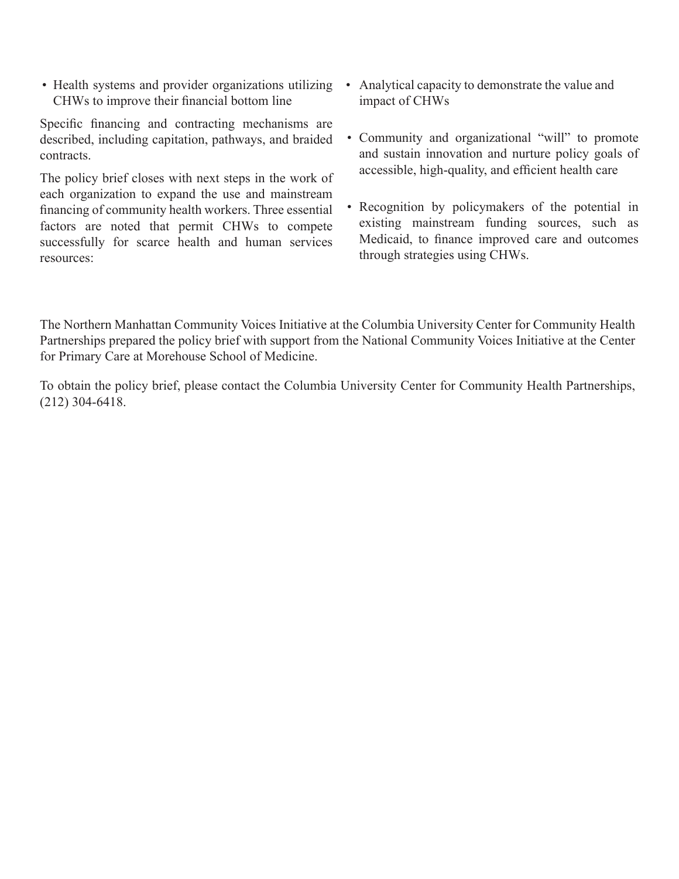- Health systems and provider organizations utilizing CHWs to improve their financial bottom line

Specific financing and contracting mechanisms are described, including capitation, pathways, and braided contracts.

The policy brief closes with next steps in the work of each organization to expand the use and mainstream financing of community health workers. Three essential factors are noted that permit CHWs to compete successfully for scarce health and human services resources:

- Analytical capacity to demonstrate the value and impact of CHWs
- Community and organizational "will" to promote and sustain innovation and nurture policy goals of accessible, high-quality, and efficient health care
- Recognition by policymakers of the potential in existing mainstream funding sources, such as Medicaid, to finance improved care and outcomes through strategies using CHWs.

The Northern Manhattan Community Voices Initiative at the Columbia University Center for Community Health Partnerships prepared the policy brief with support from the National Community Voices Initiative at the Center for Primary Care at Morehouse School of Medicine.

To obtain the policy brief, please contact the Columbia University Center for Community Health Partnerships, (212) 304-6418.